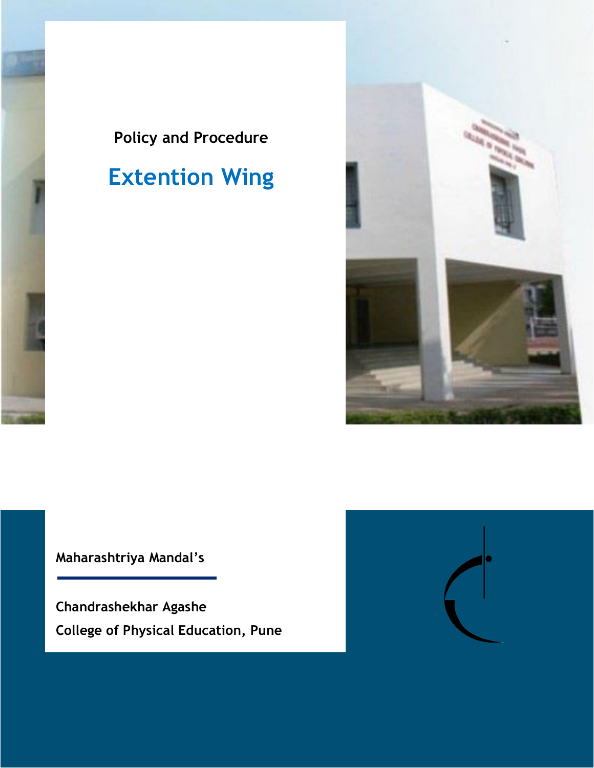Policy and Procedure

# Extention Wing

**Maharashtriya Mandal's**

**Chandrashekhar Agashe**
**College of Physical Education, Pune**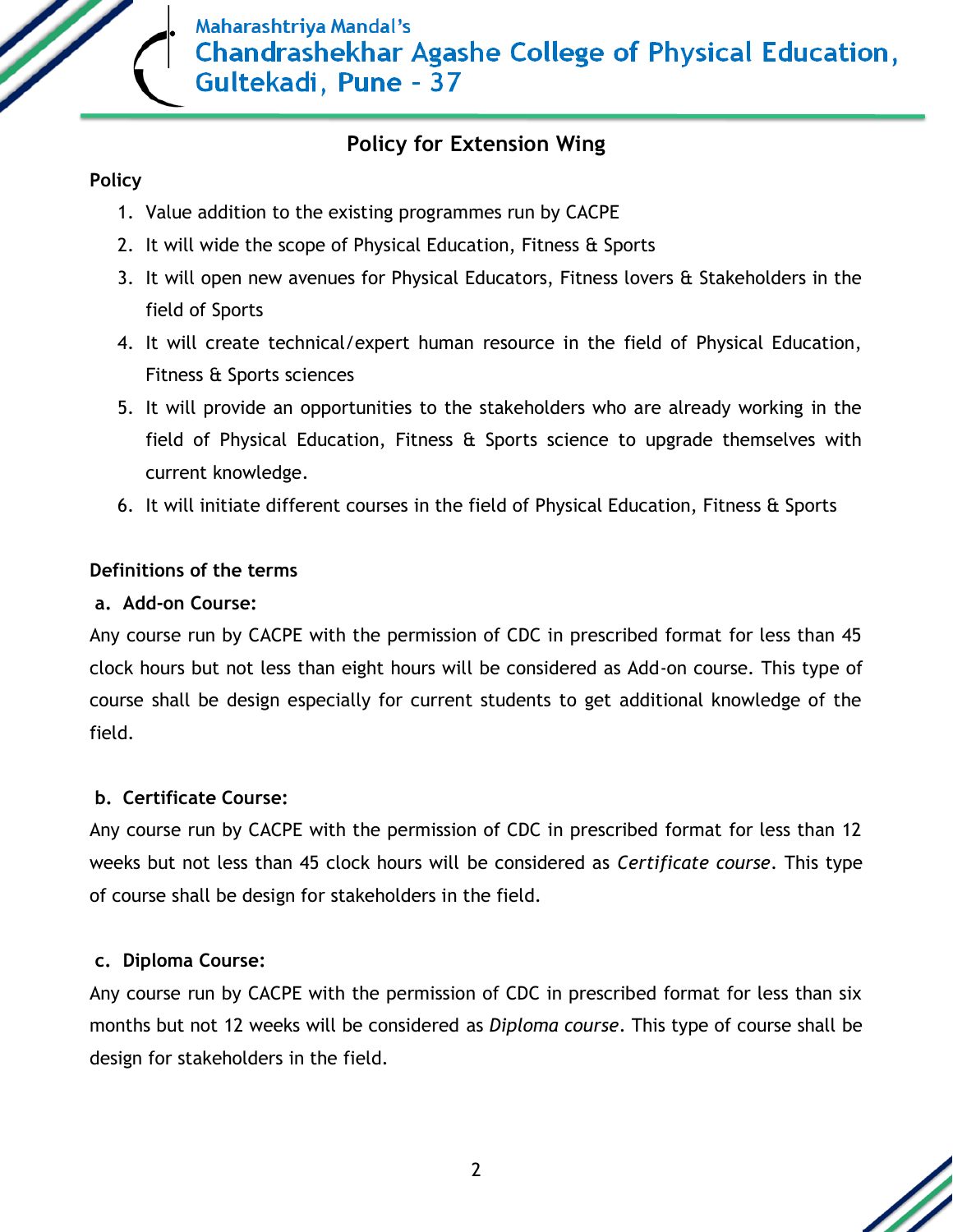## Policy for Extension Wing

**Policy**

1. Value addition to the existing programmes run by CACPE
2. It will wide the scope of Physical Education, Fitness & Sports
3. It will open new avenues for Physical Educators, Fitness lovers & Stakeholders in the field of Sports
4. It will create technical/expert human resource in the field of Physical Education, Fitness & Sports sciences
5. It will provide an opportunities to the stakeholders who are already working in the field of Physical Education, Fitness & Sports science to upgrade themselves with current knowledge.
6. It will initiate different courses in the field of Physical Education, Fitness & Sports

**Definitions of the terms**

**a. Add-on Course:**

Any course run by CACPE with the permission of CDC in prescribed format for less than 45 clock hours but not less than eight hours will be considered as Add-on course. This type of course shall be design especially for current students to get additional knowledge of the field.

**b. Certificate Course:**

Any course run by CACPE with the permission of CDC in prescribed format for less than 12 weeks but not less than 45 clock hours will be considered as *Certificate course*. This type of course shall be design for stakeholders in the field.

**c. Diploma Course:**

Any course run by CACPE with the permission of CDC in prescribed format for less than six months but not 12 weeks will be considered as *Diploma course*. This type of course shall be design for stakeholders in the field.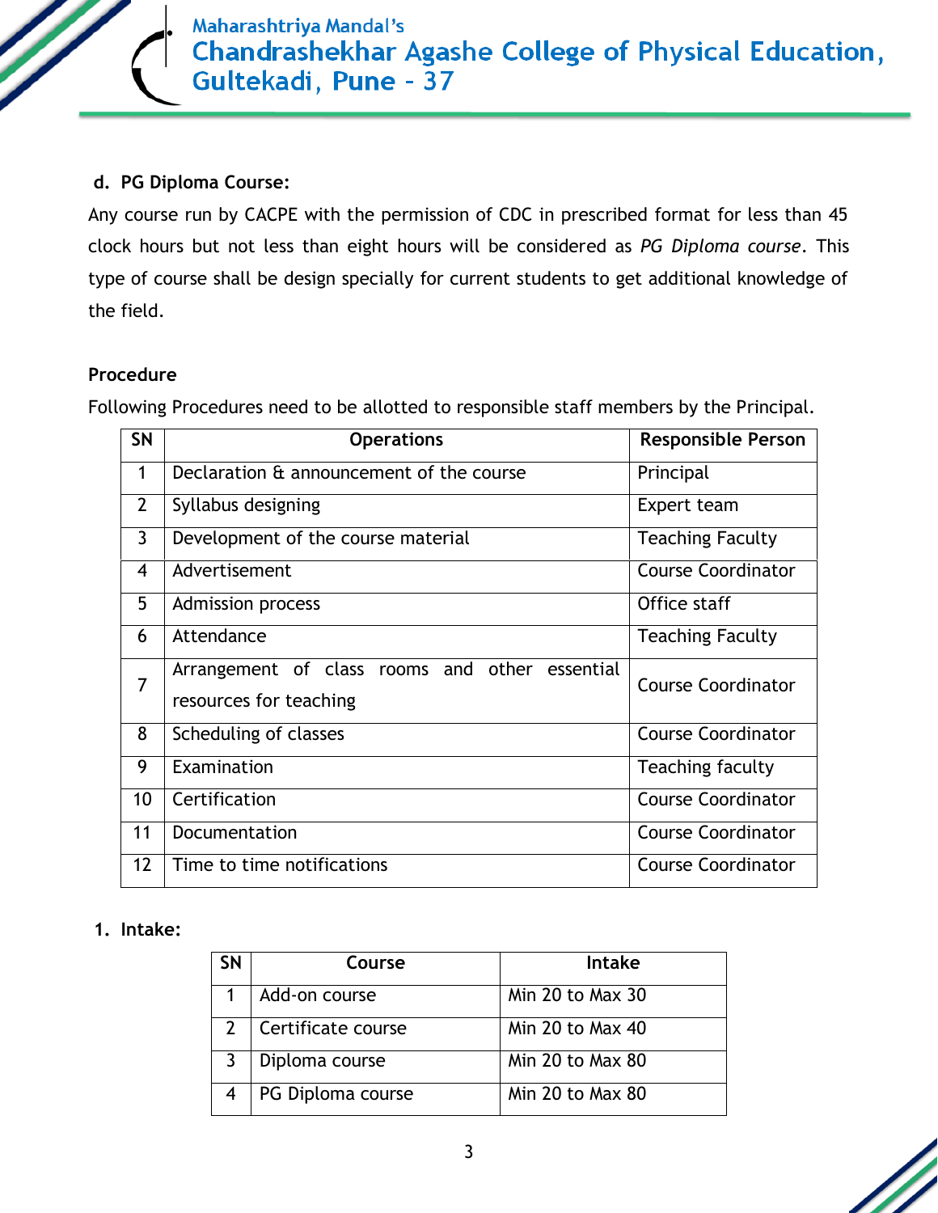**d. PG Diploma Course:**

Any course run by CACPE with the permission of CDC in prescribed format for less than 45 clock hours but not less than eight hours will be considered as *PG Diploma course*. This type of course shall be design specially for current students to get additional knowledge of the field.

**Procedure**

Following Procedures need to be allotted to responsible staff members by the Principal.

| SN | Operations | Responsible Person |
|---|---|---|
| 1 | Declaration & announcement of the course | Principal |
| 2 | Syllabus designing | Expert team |
| 3 | Development of the course material | Teaching Faculty |
| 4 | Advertisement | Course Coordinator |
| 5 | Admission process | Office staff |
| 6 | Attendance | Teaching Faculty |
| 7 | Arrangement of class rooms and other essential resources for teaching | Course Coordinator |
| 8 | Scheduling of classes | Course Coordinator |
| 9 | Examination | Teaching faculty |
| 10 | Certification | Course Coordinator |
| 11 | Documentation | Course Coordinator |
| 12 | Time to time notifications | Course Coordinator |

**1. Intake:**

| SN | Course | Intake |
|---|---|---|
| 1 | Add-on course | Min 20 to Max 30 |
| 2 | Certificate course | Min 20 to Max 40 |
| 3 | Diploma course | Min 20 to Max 80 |
| 4 | PG Diploma course | Min 20 to Max 80 |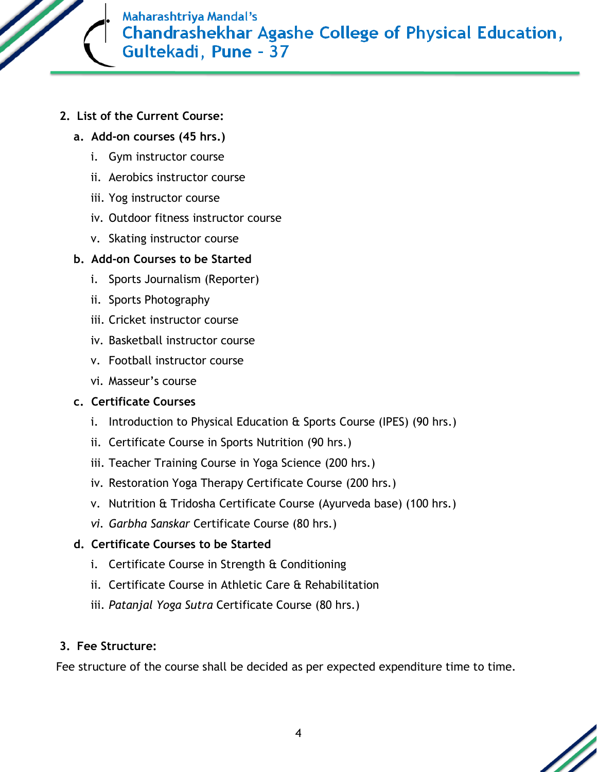## 2. List of the Current Course:

### a. Add-on courses (45 hrs.)

i. Gym instructor course

ii. Aerobics instructor course

iii. Yog instructor course

iv. Outdoor fitness instructor course

v. Skating instructor course

### b. Add-on Courses to be Started

i. Sports Journalism (Reporter)

ii. Sports Photography

iii. Cricket instructor course

iv. Basketball instructor course

v. Football instructor course

vi. Masseur's course

### c. Certificate Courses

i. Introduction to Physical Education & Sports Course (IPES) (90 hrs.)

ii. Certificate Course in Sports Nutrition (90 hrs.)

iii. Teacher Training Course in Yoga Science (200 hrs.)

iv. Restoration Yoga Therapy Certificate Course (200 hrs.)

v. Nutrition & Tridosha Certificate Course (Ayurveda base) (100 hrs.)

vi. *Garbha Sanskar* Certificate Course (80 hrs.)

### d. Certificate Courses to be Started

i. Certificate Course in Strength & Conditioning

ii. Certificate Course in Athletic Care & Rehabilitation

iii. *Patanjal Yoga Sutra* Certificate Course (80 hrs.)

## 3. Fee Structure:

Fee structure of the course shall be decided as per expected expenditure time to time.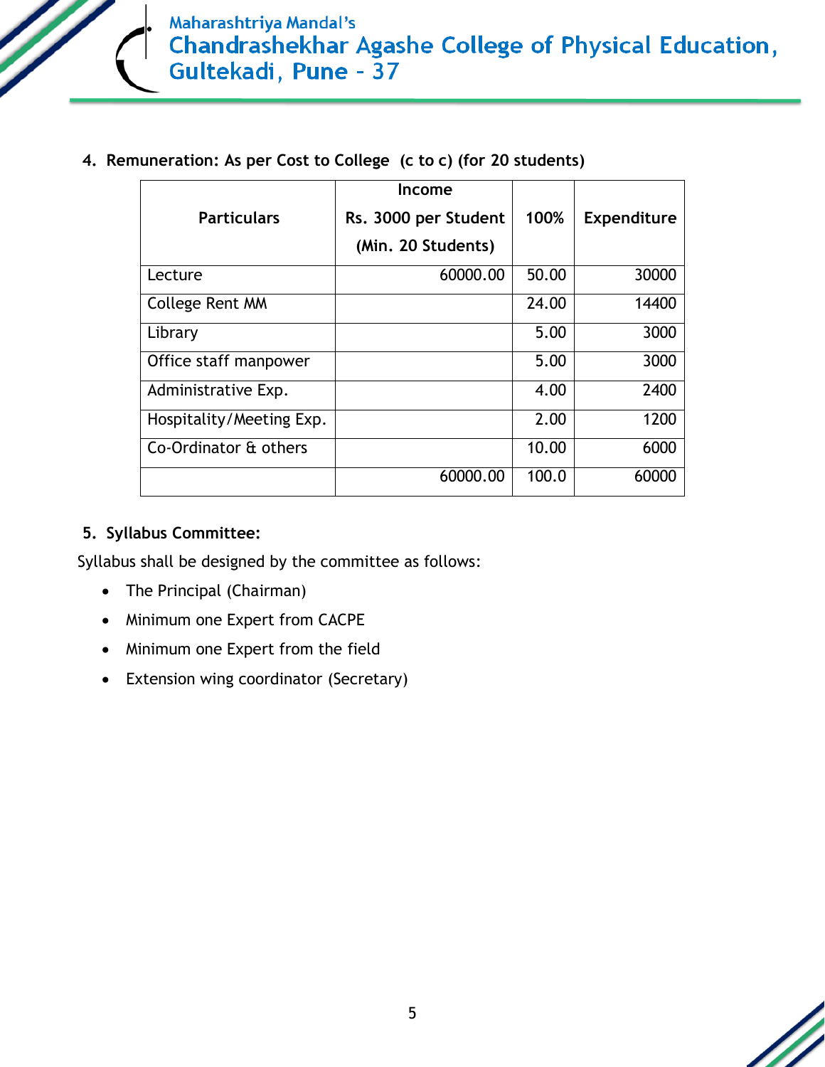4. **Remuneration: As per Cost to College (c to c) (for 20 students)**

| Particulars | Income Rs. 3000 per Student (Min. 20 Students) | 100% | Expenditure |
|---|---|---|---|
| Lecture | 60000.00 | 50.00 | 30000 |
| College Rent MM | | 24.00 | 14400 |
| Library | | 5.00 | 3000 |
| Office staff manpower | | 5.00 | 3000 |
| Administrative Exp. | | 4.00 | 2400 |
| Hospitality/Meeting Exp. | | 2.00 | 1200 |
| Co-Ordinator & others | | 10.00 | 6000 |
| | 60000.00 | 100.0 | 60000 |

5. **Syllabus Committee:**

Syllabus shall be designed by the committee as follows:

- The Principal (Chairman)
- Minimum one Expert from CACPE
- Minimum one Expert from the field
- Extension wing coordinator (Secretary)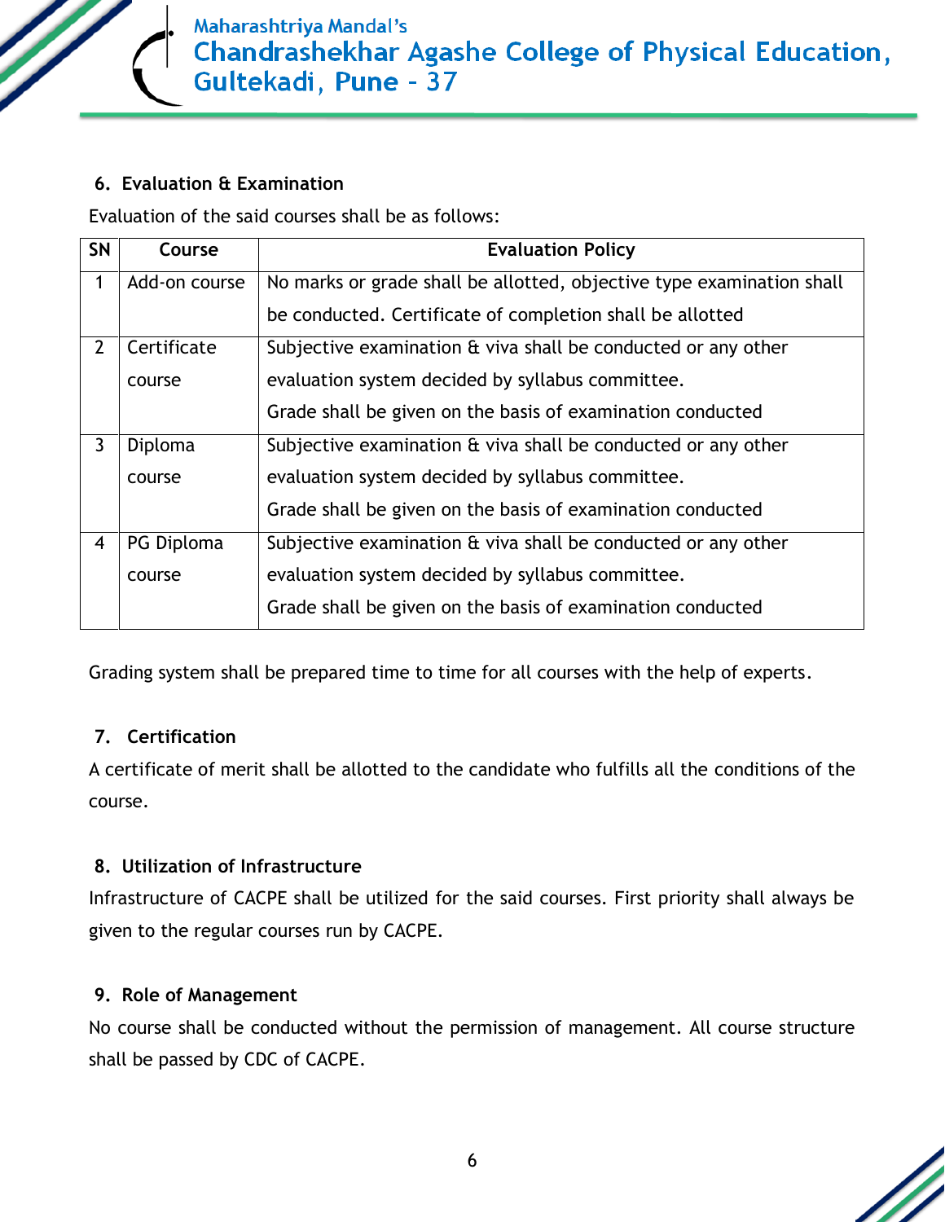## 6. Evaluation & Examination

Evaluation of the said courses shall be as follows:

| SN | Course | Evaluation Policy |
| --- | --- | --- |
| 1 | Add-on course | No marks or grade shall be allotted, objective type examination shall be conducted. Certificate of completion shall be allotted |
| 2 | Certificate course | Subjective examination & viva shall be conducted or any other evaluation system decided by syllabus committee. Grade shall be given on the basis of examination conducted |
| 3 | Diploma course | Subjective examination & viva shall be conducted or any other evaluation system decided by syllabus committee. Grade shall be given on the basis of examination conducted |
| 4 | PG Diploma course | Subjective examination & viva shall be conducted or any other evaluation system decided by syllabus committee. Grade shall be given on the basis of examination conducted |

Grading system shall be prepared time to time for all courses with the help of experts.

## 7. Certification

A certificate of merit shall be allotted to the candidate who fulfills all the conditions of the course.

## 8. Utilization of Infrastructure

Infrastructure of CACPE shall be utilized for the said courses. First priority shall always be given to the regular courses run by CACPE.

## 9. Role of Management

No course shall be conducted without the permission of management. All course structure shall be passed by CDC of CACPE.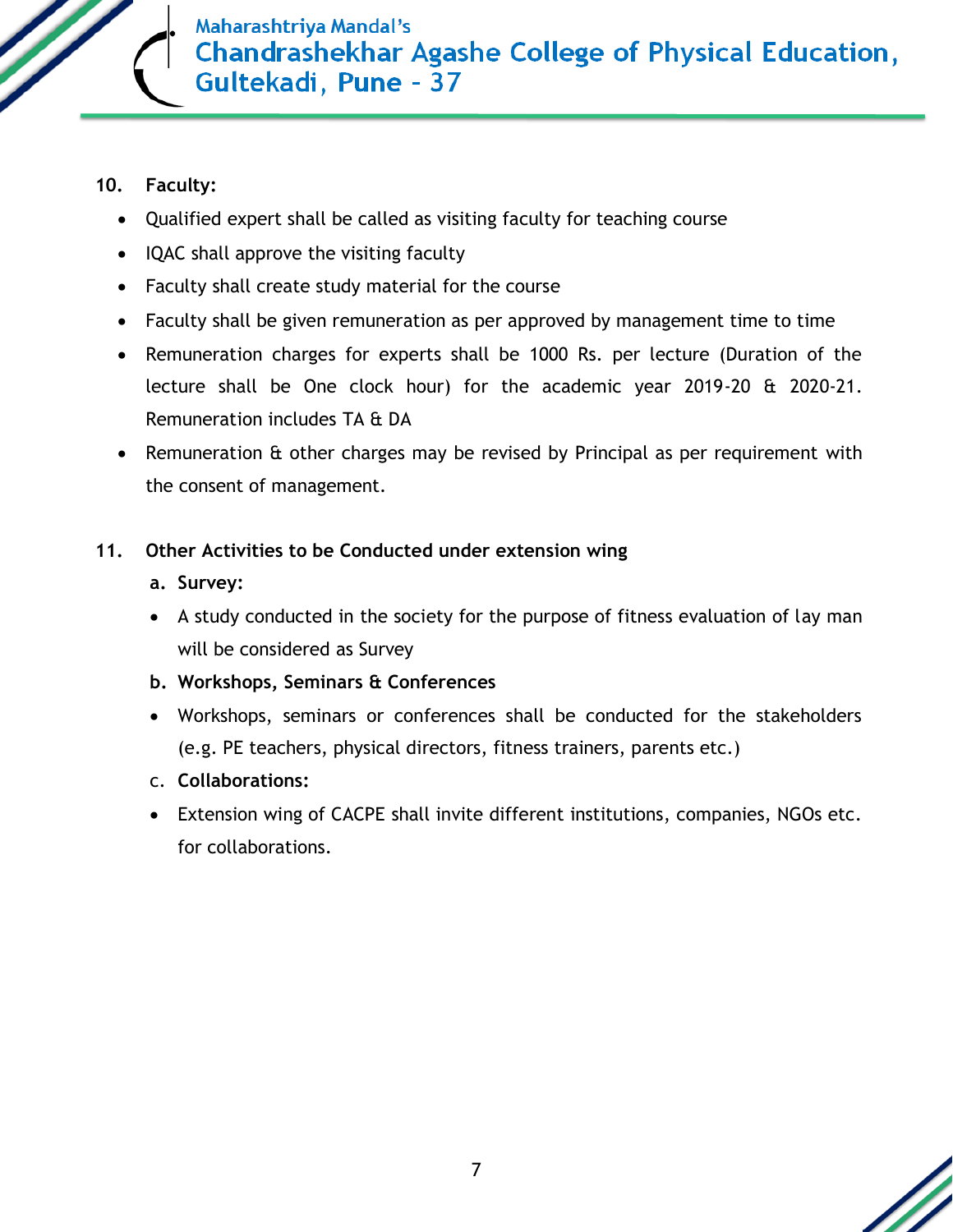**10. Faculty:**

- Qualified expert shall be called as visiting faculty for teaching course
- IQAC shall approve the visiting faculty
- Faculty shall create study material for the course
- Faculty shall be given remuneration as per approved by management time to time
- Remuneration charges for experts shall be 1000 Rs. per lecture (Duration of the lecture shall be One clock hour) for the academic year 2019-20 & 2020-21. Remuneration includes TA & DA
- Remuneration & other charges may be revised by Principal as per requirement with the consent of management.

**11. Other Activities to be Conducted under extension wing**

**a. Survey:**

- A study conducted in the society for the purpose of fitness evaluation of lay man will be considered as Survey

**b. Workshops, Seminars & Conferences**

- Workshops, seminars or conferences shall be conducted for the stakeholders (e.g. PE teachers, physical directors, fitness trainers, parents etc.)

c. **Collaborations:**

- Extension wing of CACPE shall invite different institutions, companies, NGOs etc. for collaborations.